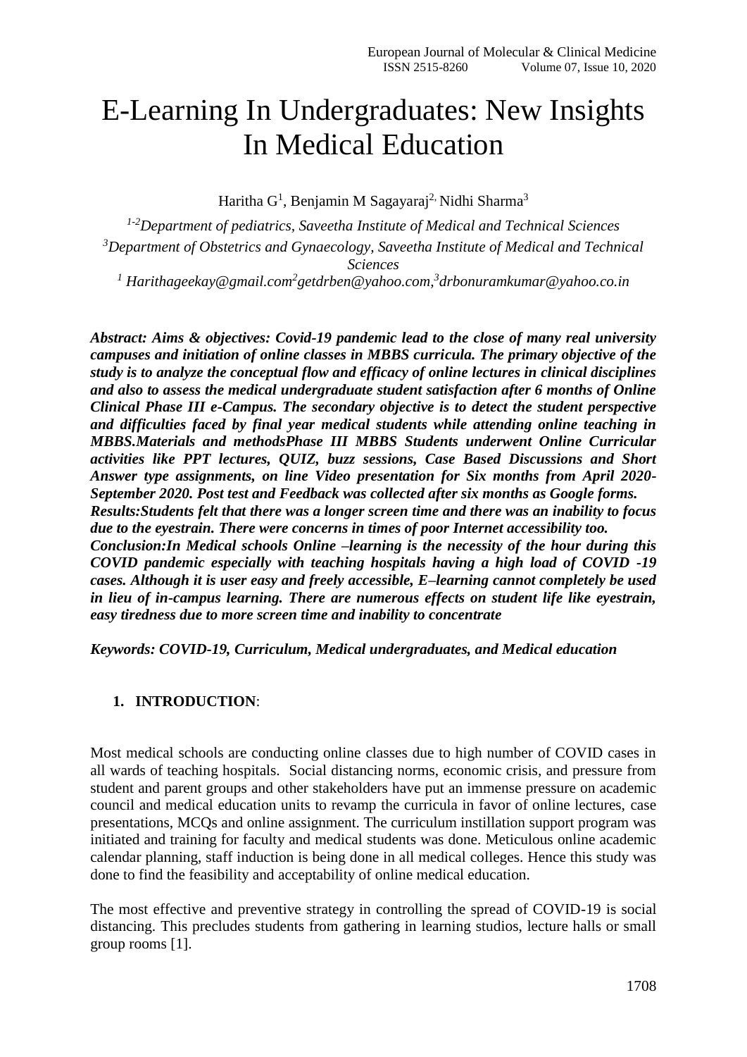# E-Learning In Undergraduates: New Insights In Medical Education

Haritha G[1], Benjamin M Sagayaraj[2,] Nidhi Sharma[3]

[1-2]*Department of pediatrics, Saveetha Institute of Medical and Technical Sciences*
[3]*Department of Obstetrics and Gynaecology, Saveetha Institute of Medical and Technical Sciences*
[1] *Harithageekay@gmail.com*[2]*getdrben@yahoo.com,*[3]*drbonuramkumar@yahoo.co.in*

***Abstract: Aims & objectives: Covid-19 pandemic lead to the close of many real university campuses and initiation of online classes in MBBS curricula. The primary objective of the study is to analyze the conceptual flow and efficacy of online lectures in clinical disciplines and also to assess the medical undergraduate student satisfaction after 6 months of Online Clinical Phase III e-Campus. The secondary objective is to detect the student perspective and difficulties faced by final year medical students while attending online teaching in MBBS.Materials and methodsPhase III MBBS Students underwent Online Curricular activities like PPT lectures, QUIZ, buzz sessions, Case Based Discussions and Short Answer type assignments, on line Video presentation for Six months from April 2020-September 2020. Post test and Feedback was collected after six months as Google forms.***
***Results:Students felt that there was a longer screen time and there was an inability to focus due to the eyestrain. There were concerns in times of poor Internet accessibility too.***
***Conclusion:In Medical schools Online –learning is the necessity of the hour during this COVID pandemic especially with teaching hospitals having a high load of COVID -19 cases. Although it is user easy and freely accessible, E–learning cannot completely be used in lieu of in-campus learning. There are numerous effects on student life like eyestrain, easy tiredness due to more screen time and inability to concentrate***

***Keywords: COVID-19, Curriculum, Medical undergraduates, and Medical education***

## 1. INTRODUCTION:

Most medical schools are conducting online classes due to high number of COVID cases in all wards of teaching hospitals. Social distancing norms, economic crisis, and pressure from student and parent groups and other stakeholders have put an immense pressure on academic council and medical education units to revamp the curricula in favor of online lectures, case presentations, MCQs and online assignment. The curriculum instillation support program was initiated and training for faculty and medical students was done. Meticulous online academic calendar planning, staff induction is being done in all medical colleges. Hence this study was done to find the feasibility and acceptability of online medical education.

The most effective and preventive strategy in controlling the spread of COVID-19 is social distancing. This precludes students from gathering in learning studios, lecture halls or small group rooms [1].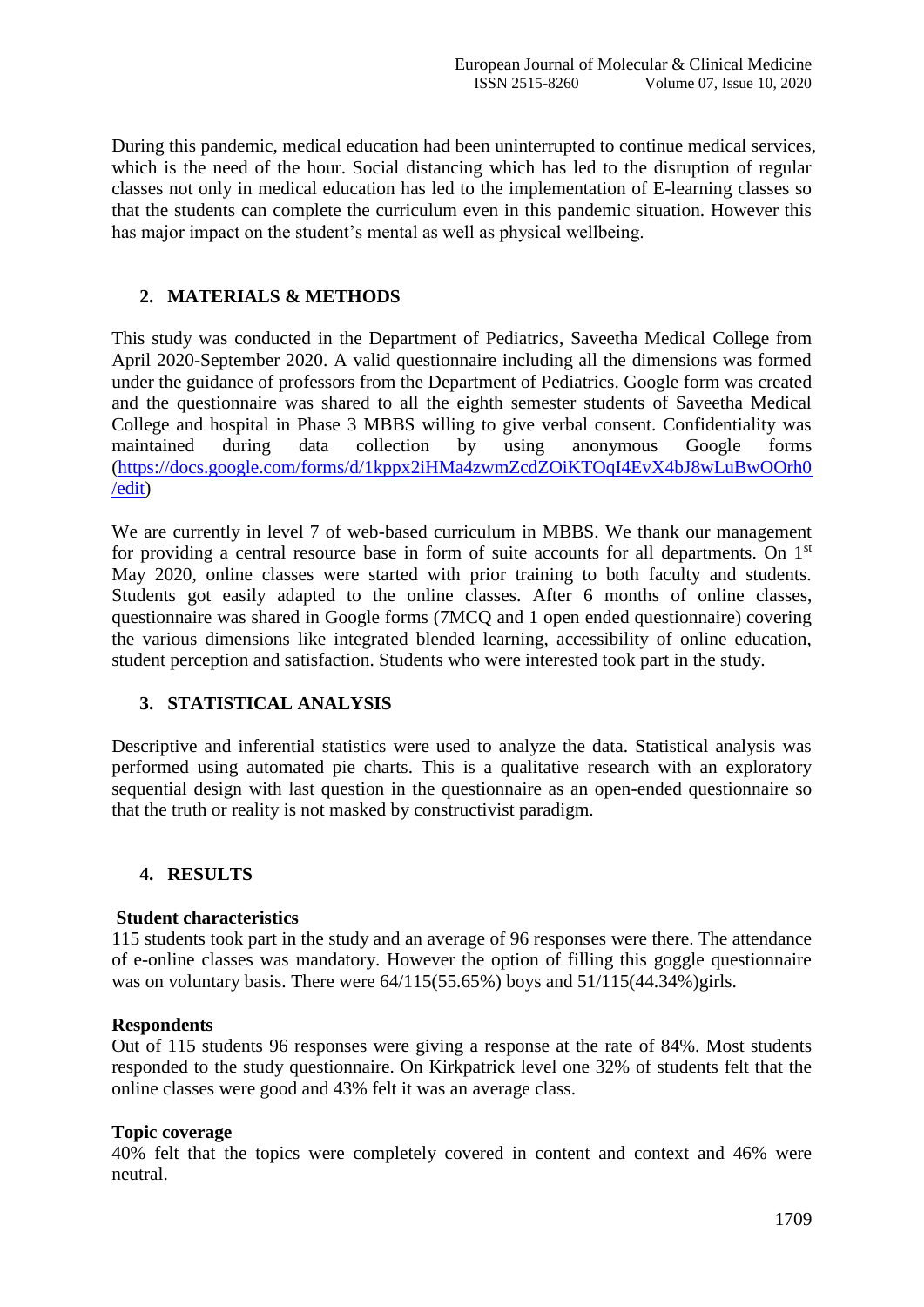During this pandemic, medical education had been uninterrupted to continue medical services, which is the need of the hour. Social distancing which has led to the disruption of regular classes not only in medical education has led to the implementation of E-learning classes so that the students can complete the curriculum even in this pandemic situation. However this has major impact on the student's mental as well as physical wellbeing.

## 2. MATERIALS & METHODS

This study was conducted in the Department of Pediatrics, Saveetha Medical College from April 2020-September 2020. A valid questionnaire including all the dimensions was formed under the guidance of professors from the Department of Pediatrics. Google form was created and the questionnaire was shared to all the eighth semester students of Saveetha Medical College and hospital in Phase 3 MBBS willing to give verbal consent. Confidentiality was maintained during data collection by using anonymous Google forms (https://docs.google.com/forms/d/1kppx2iHMa4zwmZcdZOiKTOqI4EvX4bJ8wLuBwOOrh0/edit)

We are currently in level 7 of web-based curriculum in MBBS. We thank our management for providing a central resource base in form of suite accounts for all departments. On 1st May 2020, online classes were started with prior training to both faculty and students. Students got easily adapted to the online classes. After 6 months of online classes, questionnaire was shared in Google forms (7MCQ and 1 open ended questionnaire) covering the various dimensions like integrated blended learning, accessibility of online education, student perception and satisfaction. Students who were interested took part in the study.

## 3. STATISTICAL ANALYSIS

Descriptive and inferential statistics were used to analyze the data. Statistical analysis was performed using automated pie charts. This is a qualitative research with an exploratory sequential design with last question in the questionnaire as an open-ended questionnaire so that the truth or reality is not masked by constructivist paradigm.

## 4. RESULTS

**Student characteristics**

115 students took part in the study and an average of 96 responses were there. The attendance of e-online classes was mandatory. However the option of filling this goggle questionnaire was on voluntary basis. There were 64/115(55.65%) boys and 51/115(44.34%)girls.

**Respondents**

Out of 115 students 96 responses were giving a response at the rate of 84%. Most students responded to the study questionnaire. On Kirkpatrick level one 32% of students felt that the online classes were good and 43% felt it was an average class.

**Topic coverage**

40% felt that the topics were completely covered in content and context and 46% were neutral.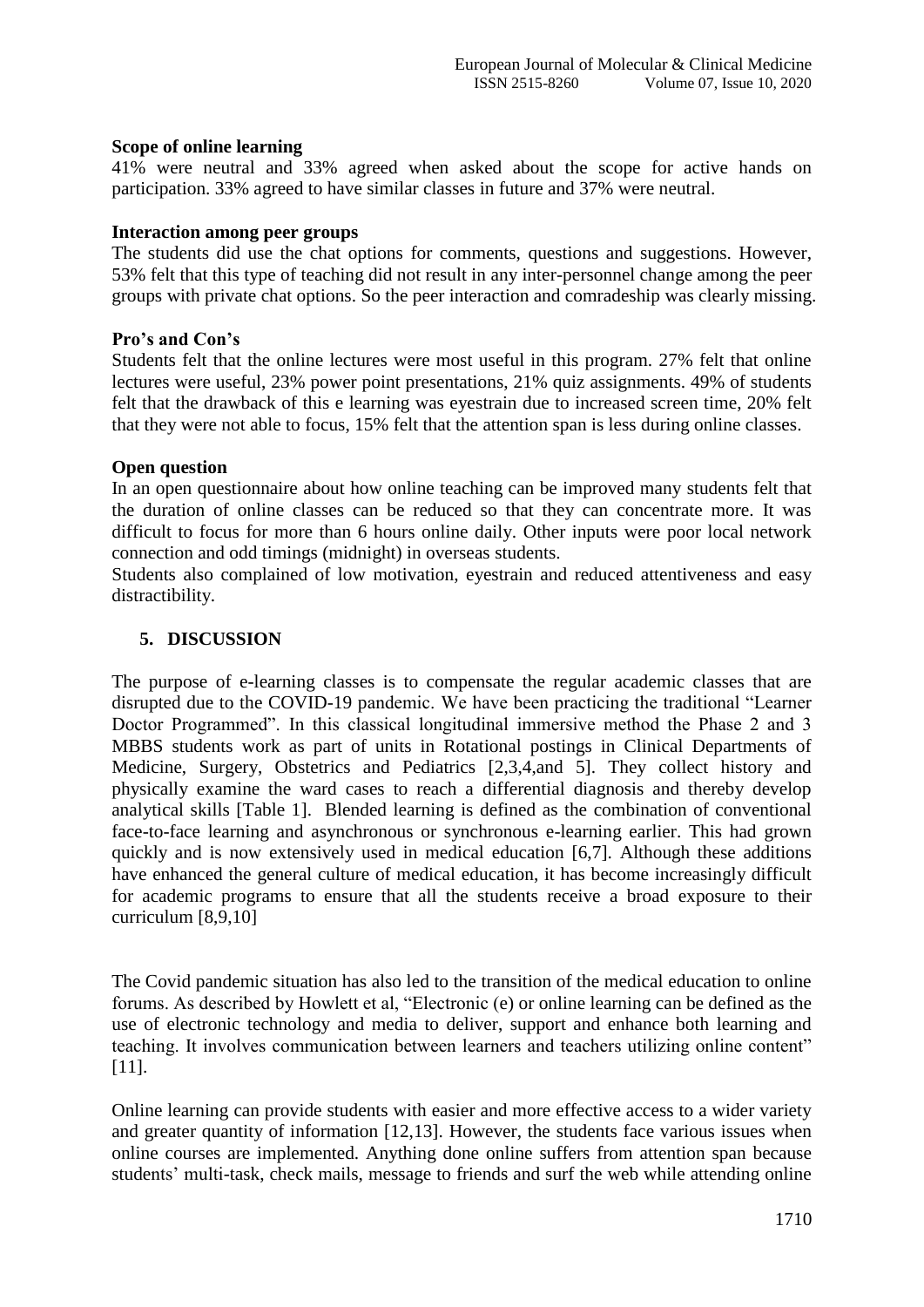**Scope of online learning**

41% were neutral and 33% agreed when asked about the scope for active hands on participation. 33% agreed to have similar classes in future and 37% were neutral.

**Interaction among peer groups**

The students did use the chat options for comments, questions and suggestions. However, 53% felt that this type of teaching did not result in any inter-personnel change among the peer groups with private chat options. So the peer interaction and comradeship was clearly missing.

**Pro's and Con's**

Students felt that the online lectures were most useful in this program. 27% felt that online lectures were useful, 23% power point presentations, 21% quiz assignments. 49% of students felt that the drawback of this e learning was eyestrain due to increased screen time, 20% felt that they were not able to focus, 15% felt that the attention span is less during online classes.

**Open question**

In an open questionnaire about how online teaching can be improved many students felt that the duration of online classes can be reduced so that they can concentrate more. It was difficult to focus for more than 6 hours online daily. Other inputs were poor local network connection and odd timings (midnight) in overseas students.

Students also complained of low motivation, eyestrain and reduced attentiveness and easy distractibility.

## 5. DISCUSSION

The purpose of e-learning classes is to compensate the regular academic classes that are disrupted due to the COVID-19 pandemic. We have been practicing the traditional "Learner Doctor Programmed". In this classical longitudinal immersive method the Phase 2 and 3 MBBS students work as part of units in Rotational postings in Clinical Departments of Medicine, Surgery, Obstetrics and Pediatrics [2,3,4,and 5]. They collect history and physically examine the ward cases to reach a differential diagnosis and thereby develop analytical skills [Table 1]. Blended learning is defined as the combination of conventional face-to-face learning and asynchronous or synchronous e-learning earlier. This had grown quickly and is now extensively used in medical education [6,7]. Although these additions have enhanced the general culture of medical education, it has become increasingly difficult for academic programs to ensure that all the students receive a broad exposure to their curriculum [8,9,10]

The Covid pandemic situation has also led to the transition of the medical education to online forums. As described by Howlett et al, "Electronic (e) or online learning can be defined as the use of electronic technology and media to deliver, support and enhance both learning and teaching. It involves communication between learners and teachers utilizing online content" [11].

Online learning can provide students with easier and more effective access to a wider variety and greater quantity of information [12,13]. However, the students face various issues when online courses are implemented. Anything done online suffers from attention span because students' multi-task, check mails, message to friends and surf the web while attending online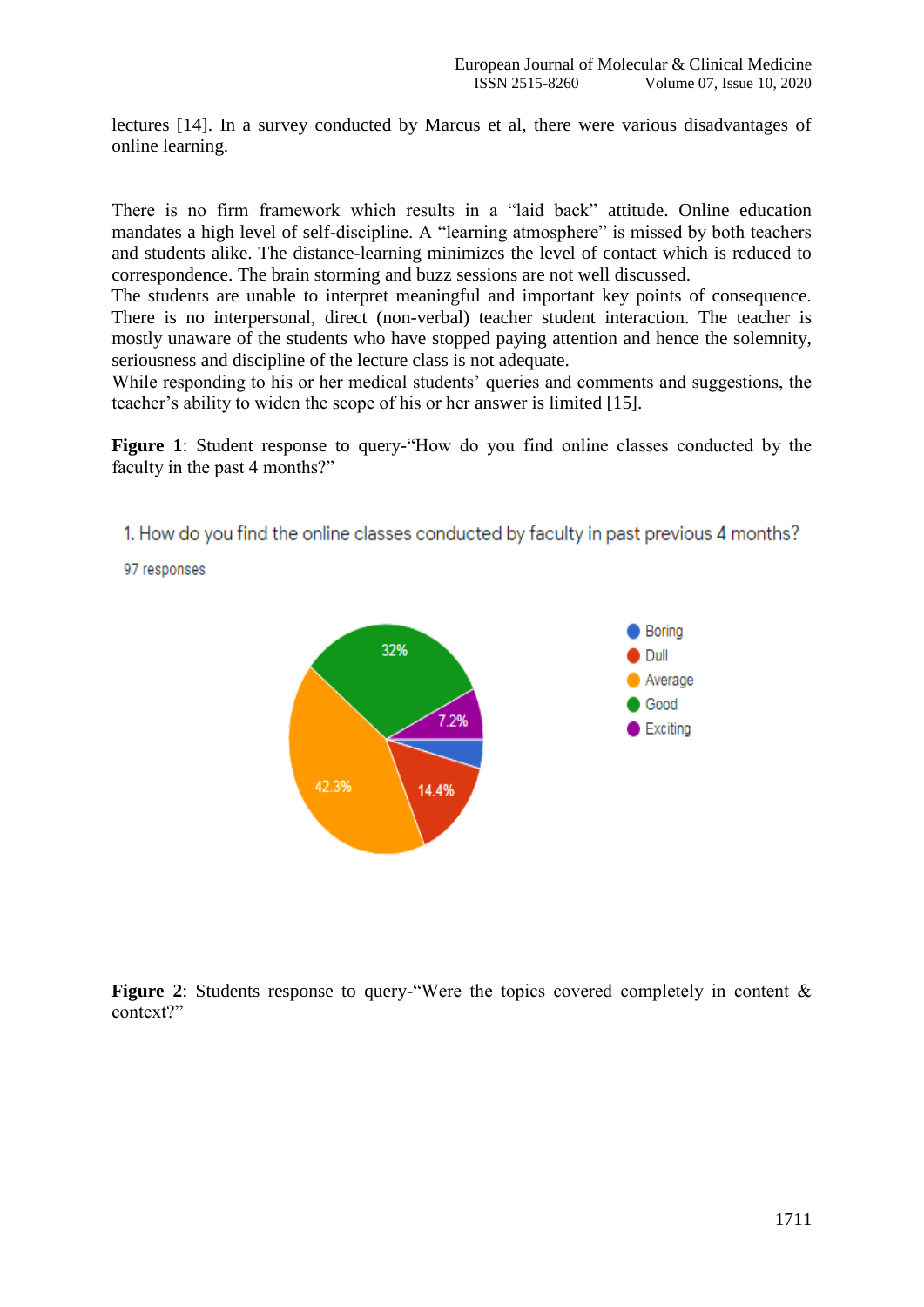lectures [14]. In a survey conducted by Marcus et al, there were various disadvantages of online learning.

There is no firm framework which results in a "laid back" attitude. Online education mandates a high level of self-discipline. A "learning atmosphere" is missed by both teachers and students alike. The distance-learning minimizes the level of contact which is reduced to correspondence. The brain storming and buzz sessions are not well discussed.
The students are unable to interpret meaningful and important key points of consequence. There is no interpersonal, direct (non-verbal) teacher student interaction. The teacher is mostly unaware of the students who have stopped paying attention and hence the solemnity, seriousness and discipline of the lecture class is not adequate.
While responding to his or her medical students' queries and comments and suggestions, the teacher's ability to widen the scope of his or her answer is limited [15].

**Figure 1**: Student response to query-"How do you find online classes conducted by the faculty in the past 4 months?"

1. How do you find the online classes conducted by faculty in past previous 4 months?

97 responses

- Boring
- Dull: 14.4%
- Average: 42.3%
- Good: 32%
- Exciting: 7.2%

**Figure 2**: Students response to query-"Were the topics covered completely in content & context?"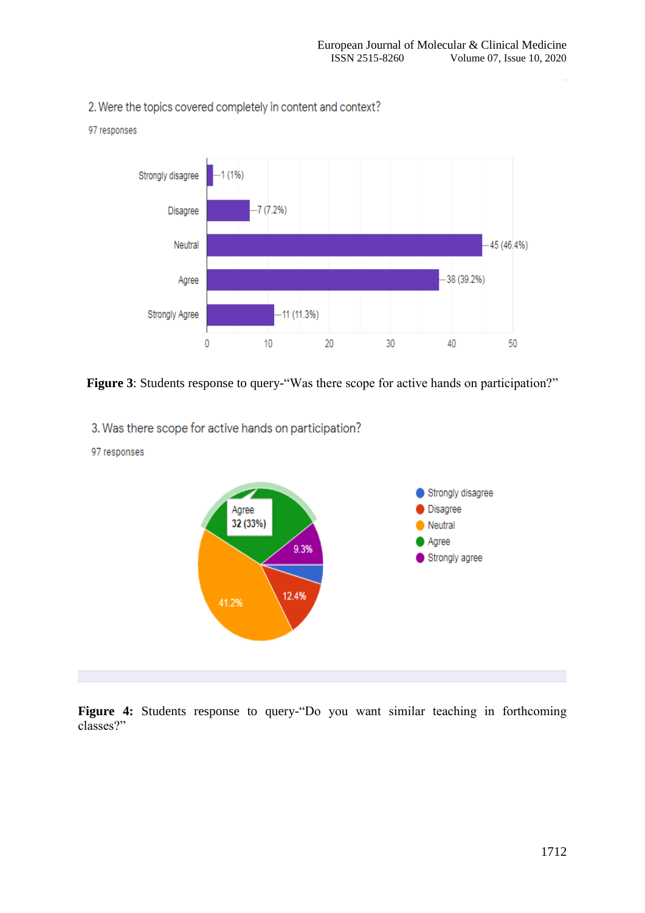2. Were the topics covered completely in content and context?

97 responses

| Response | Count (%) |
|---|---|
| Strongly disagree | 1 (1%) |
| Disagree | 7 (7.2%) |
| Neutral | 45 (46.4%) |
| Agree | 38 (39.2%) |
| Strongly Agree | 11 (11.3%) |

**Figure 3**: Students response to query-“Was there scope for active hands on participation?”

3. Was there scope for active hands on participation?

97 responses

- Strongly disagree
- Disagree: 12.4%
- Neutral: 41.2%
- Agree: 32 (33%)
- Strongly agree: 9.3%

**Figure 4:** Students response to query-“Do you want similar teaching in forthcoming classes?”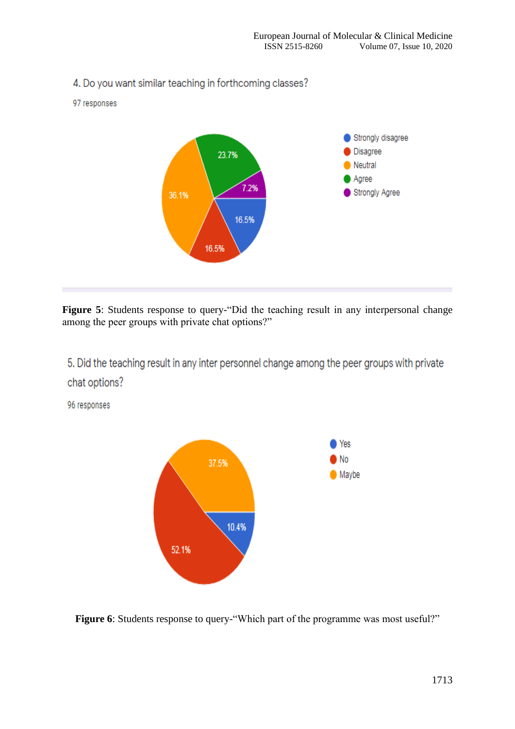4. Do you want similar teaching in forthcoming classes?

97 responses

| Response | Percentage |
|---|---|
| Strongly disagree | 16.5% |
| Disagree | 16.5% |
| Neutral | 36.1% |
| Agree | 23.7% |
| Strongly Agree | 7.2% |

**Figure 5**: Students response to query-"Did the teaching result in any interpersonal change among the peer groups with private chat options?"

5. Did the teaching result in any inter personnel change among the peer groups with private chat options?

96 responses

| Response | Percentage |
|---|---|
| Yes | 10.4% |
| No | 52.1% |
| Maybe | 37.5% |

**Figure 6**: Students response to query-"Which part of the programme was most useful?"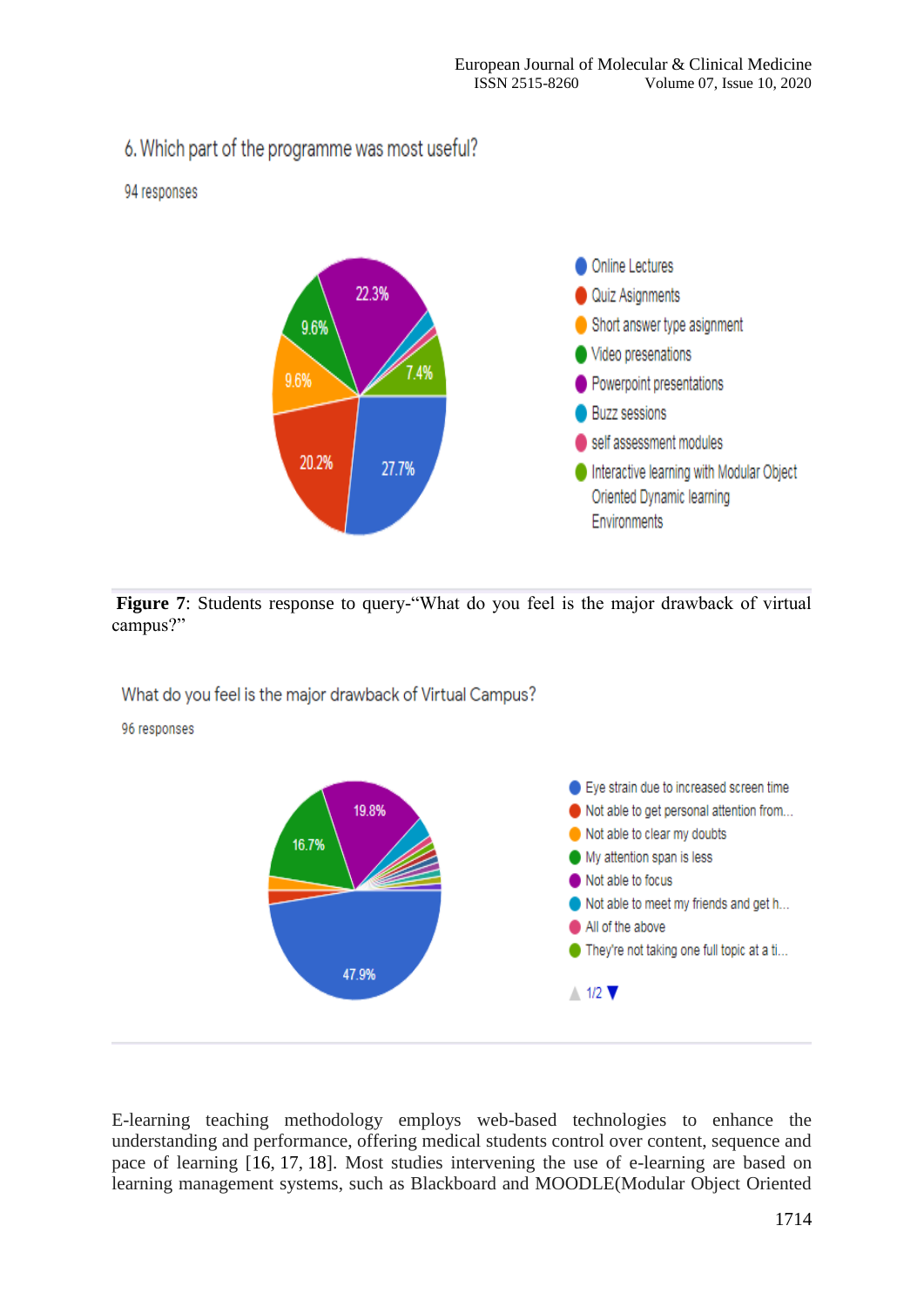6. Which part of the programme was most useful?

94 responses

- Online Lectures — 27.7%
- Quiz Asignments — 20.2%
- Short answer type asignment — 9.6%
- Video presenations — 9.6%
- Powerpoint presentations — 22.3%
- Buzz sessions
- self assessment modules
- Interactive learning with Modular Object Oriented Dynamic learning Environments — 7.4%

**Figure 7**: Students response to query-"What do you feel is the major drawback of virtual campus?"

What do you feel is the major drawback of Virtual Campus?

96 responses

- Eye strain due to increased screen time — 47.9%
- Not able to get personal attention from...
- Not able to clear my doubts
- My attention span is less — 16.7%
- Not able to focus — 19.8%
- Not able to meet my friends and get h...
- All of the above
- They're not taking one full topic at a ti...

1/2

E-learning teaching methodology employs web-based technologies to enhance the understanding and performance, offering medical students control over content, sequence and pace of learning [16, 17, 18]. Most studies intervening the use of e-learning are based on learning management systems, such as Blackboard and MOODLE(Modular Object Oriented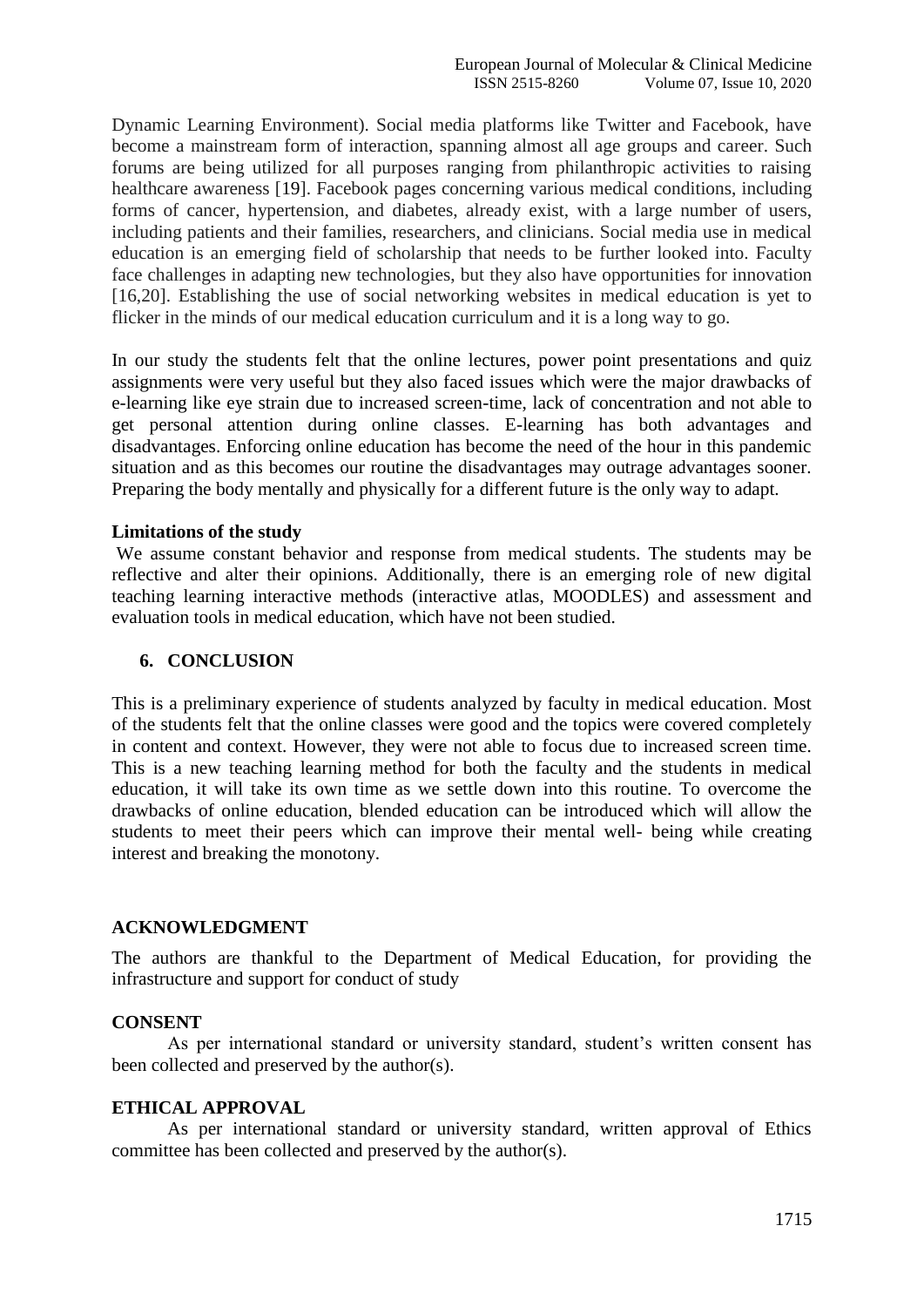Dynamic Learning Environment). Social media platforms like Twitter and Facebook, have become a mainstream form of interaction, spanning almost all age groups and career. Such forums are being utilized for all purposes ranging from philanthropic activities to raising healthcare awareness [19]. Facebook pages concerning various medical conditions, including forms of cancer, hypertension, and diabetes, already exist, with a large number of users, including patients and their families, researchers, and clinicians. Social media use in medical education is an emerging field of scholarship that needs to be further looked into. Faculty face challenges in adapting new technologies, but they also have opportunities for innovation [16,20]. Establishing the use of social networking websites in medical education is yet to flicker in the minds of our medical education curriculum and it is a long way to go.

In our study the students felt that the online lectures, power point presentations and quiz assignments were very useful but they also faced issues which were the major drawbacks of e-learning like eye strain due to increased screen-time, lack of concentration and not able to get personal attention during online classes. E-learning has both advantages and disadvantages. Enforcing online education has become the need of the hour in this pandemic situation and as this becomes our routine the disadvantages may outrage advantages sooner. Preparing the body mentally and physically for a different future is the only way to adapt.

**Limitations of the study**

We assume constant behavior and response from medical students. The students may be reflective and alter their opinions. Additionally, there is an emerging role of new digital teaching learning interactive methods (interactive atlas, MOODLES) and assessment and evaluation tools in medical education, which have not been studied.

## 6. CONCLUSION

This is a preliminary experience of students analyzed by faculty in medical education. Most of the students felt that the online classes were good and the topics were covered completely in content and context. However, they were not able to focus due to increased screen time. This is a new teaching learning method for both the faculty and the students in medical education, it will take its own time as we settle down into this routine. To overcome the drawbacks of online education, blended education can be introduced which will allow the students to meet their peers which can improve their mental well- being while creating interest and breaking the monotony.

## ACKNOWLEDGMENT

The authors are thankful to the Department of Medical Education, for providing the infrastructure and support for conduct of study

## CONSENT

As per international standard or university standard, student's written consent has been collected and preserved by the author(s).

## ETHICAL APPROVAL

As per international standard or university standard, written approval of Ethics committee has been collected and preserved by the author(s).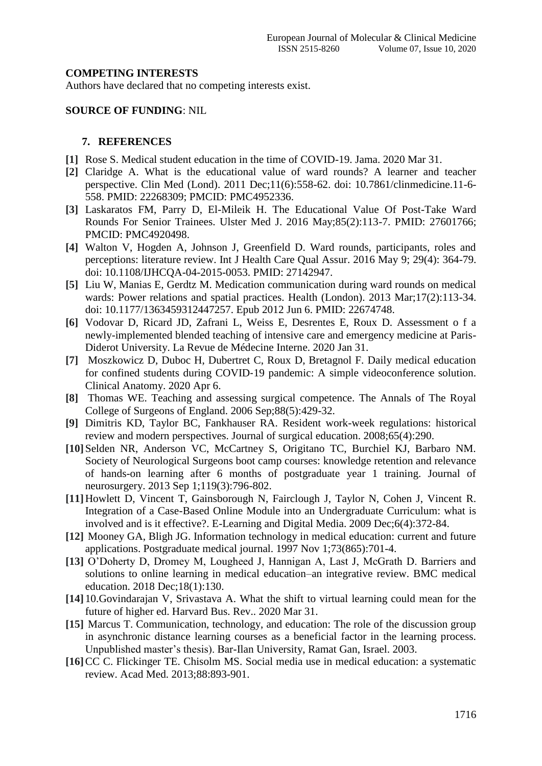**COMPETING INTERESTS**

Authors have declared that no competing interests exist.

**SOURCE OF FUNDING**: NIL

## 7. REFERENCES

**[1]** Rose S. Medical student education in the time of COVID-19. Jama. 2020 Mar 31.

**[2]** Claridge A. What is the educational value of ward rounds? A learner and teacher perspective. Clin Med (Lond). 2011 Dec;11(6):558-62. doi: 10.7861/clinmedicine.11-6-558. PMID: 22268309; PMCID: PMC4952336.

**[3]** Laskaratos FM, Parry D, El-Mileik H. The Educational Value Of Post-Take Ward Rounds For Senior Trainees. Ulster Med J. 2016 May;85(2):113-7. PMID: 27601766; PMCID: PMC4920498.

**[4]** Walton V, Hogden A, Johnson J, Greenfield D. Ward rounds, participants, roles and perceptions: literature review. Int J Health Care Qual Assur. 2016 May 9; 29(4): 364-79. doi: 10.1108/IJHCQA-04-2015-0053. PMID: 27142947.

**[5]** Liu W, Manias E, Gerdtz M. Medication communication during ward rounds on medical wards: Power relations and spatial practices. Health (London). 2013 Mar;17(2):113-34. doi: 10.1177/1363459312447257. Epub 2012 Jun 6. PMID: 22674748.

**[6]** Vodovar D, Ricard JD, Zafrani L, Weiss E, Desrentes E, Roux D. Assessment o f a newly-implemented blended teaching of intensive care and emergency medicine at Paris-Diderot University. La Revue de Médecine Interne. 2020 Jan 31.

**[7]** Moszkowicz D, Duboc H, Dubertret C, Roux D, Bretagnol F. Daily medical education for confined students during COVID-19 pandemic: A simple videoconference solution. Clinical Anatomy. 2020 Apr 6.

**[8]** Thomas WE. Teaching and assessing surgical competence. The Annals of The Royal College of Surgeons of England. 2006 Sep;88(5):429-32.

**[9]** Dimitris KD, Taylor BC, Fankhauser RA. Resident work-week regulations: historical review and modern perspectives. Journal of surgical education. 2008;65(4):290.

**[10]** Selden NR, Anderson VC, McCartney S, Origitano TC, Burchiel KJ, Barbaro NM. Society of Neurological Surgeons boot camp courses: knowledge retention and relevance of hands-on learning after 6 months of postgraduate year 1 training. Journal of neurosurgery. 2013 Sep 1;119(3):796-802.

**[11]** Howlett D, Vincent T, Gainsborough N, Fairclough J, Taylor N, Cohen J, Vincent R. Integration of a Case-Based Online Module into an Undergraduate Curriculum: what is involved and is it effective?. E-Learning and Digital Media. 2009 Dec;6(4):372-84.

**[12]** Mooney GA, Bligh JG. Information technology in medical education: current and future applications. Postgraduate medical journal. 1997 Nov 1;73(865):701-4.

**[13]** O'Doherty D, Dromey M, Lougheed J, Hannigan A, Last J, McGrath D. Barriers and solutions to online learning in medical education–an integrative review. BMC medical education. 2018 Dec;18(1):130.

**[14]** 10.Govindarajan V, Srivastava A. What the shift to virtual learning could mean for the future of higher ed. Harvard Bus. Rev.. 2020 Mar 31.

**[15]** Marcus T. Communication, technology, and education: The role of the discussion group in asynchronic distance learning courses as a beneficial factor in the learning process. Unpublished master's thesis). Bar-Ilan University, Ramat Gan, Israel. 2003.

**[16]** CC C. Flickinger TE. Chisolm MS. Social media use in medical education: a systematic review. Acad Med. 2013;88:893-901.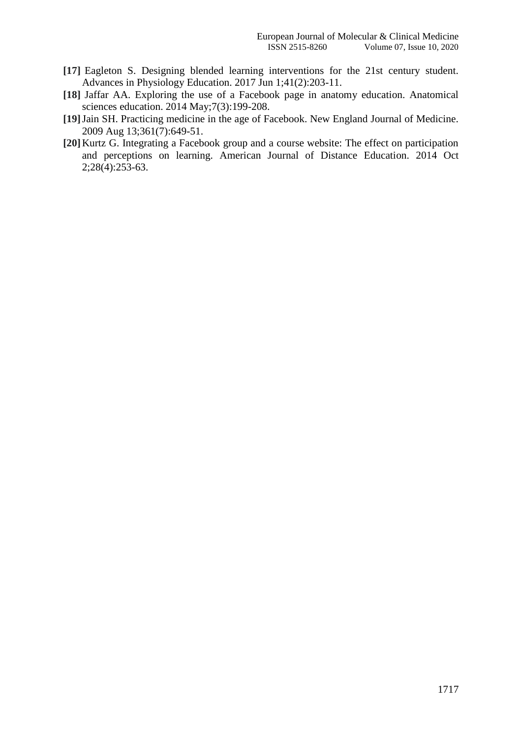**[17]** Eagleton S. Designing blended learning interventions for the 21st century student. Advances in Physiology Education. 2017 Jun 1;41(2):203-11.

**[18]** Jaffar AA. Exploring the use of a Facebook page in anatomy education. Anatomical sciences education. 2014 May;7(3):199-208.

**[19]** Jain SH. Practicing medicine in the age of Facebook. New England Journal of Medicine. 2009 Aug 13;361(7):649-51.

**[20]** Kurtz G. Integrating a Facebook group and a course website: The effect on participation and perceptions on learning. American Journal of Distance Education. 2014 Oct 2;28(4):253-63.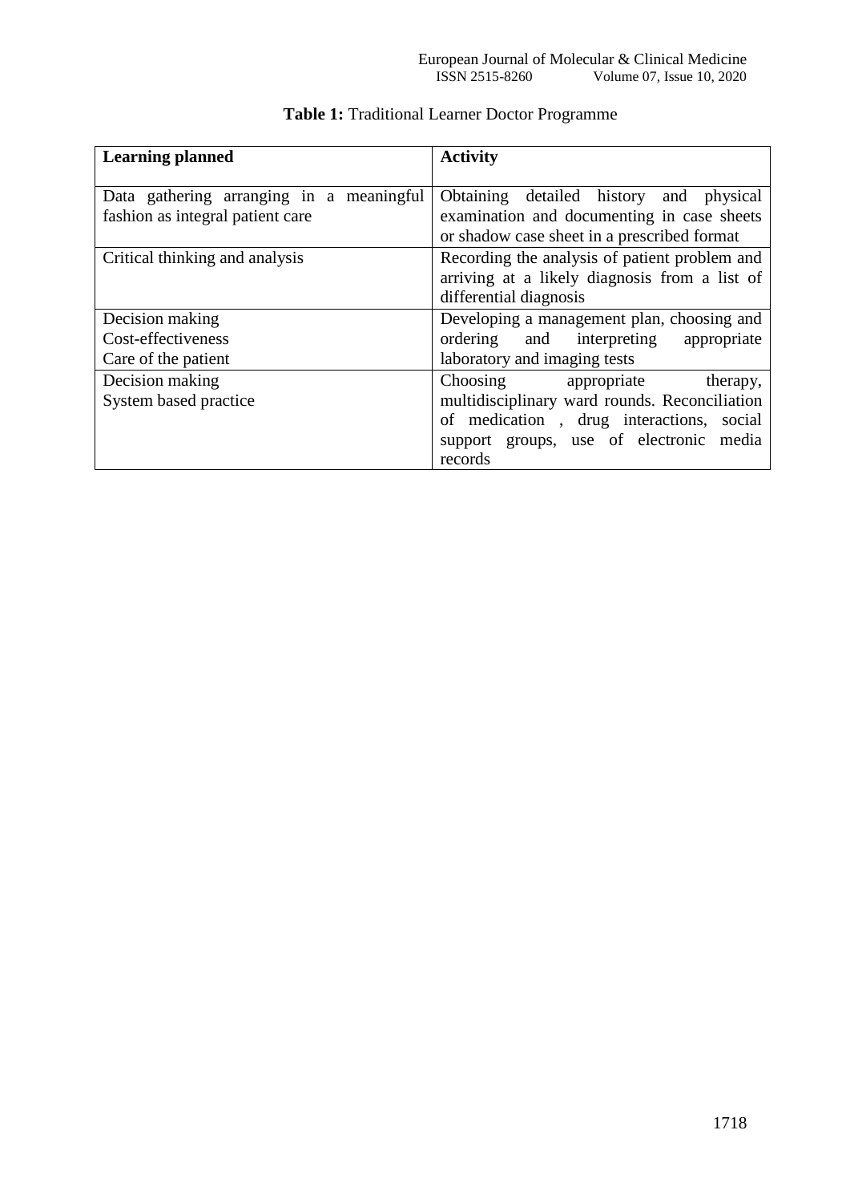**Table 1:** Traditional Learner Doctor Programme

| Learning planned | Activity |
|---|---|
| Data gathering arranging in a meaningful fashion as integral patient care | Obtaining detailed history and physical examination and documenting in case sheets or shadow case sheet in a prescribed format |
| Critical thinking and analysis | Recording the analysis of patient problem and arriving at a likely diagnosis from a list of differential diagnosis |
| Decision making<br>Cost-effectiveness<br>Care of the patient | Developing a management plan, choosing and ordering and interpreting appropriate laboratory and imaging tests |
| Decision making<br>System based practice | Choosing appropriate therapy, multidisciplinary ward rounds. Reconciliation of medication , drug interactions, social support groups, use of electronic media records |